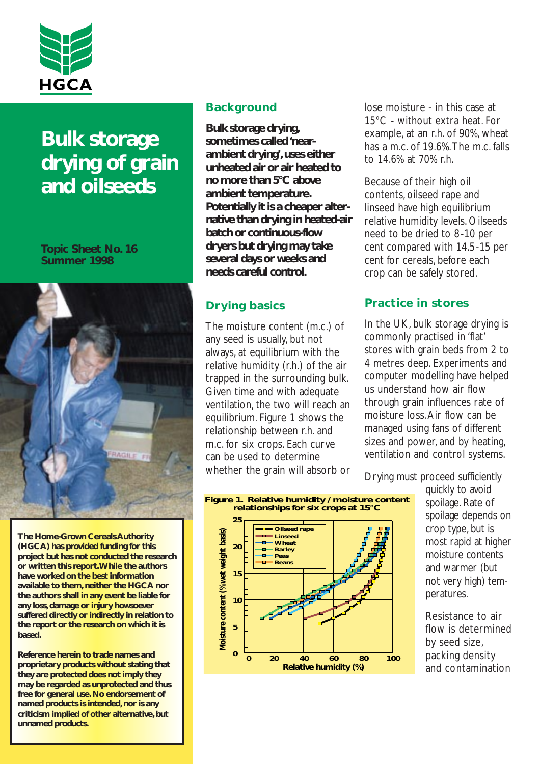HGCA

# Bulk storage drying of grain and oilseeds

**Topic Sheet No. 16**
**Summer 1998**

**The Home-Grown Cereals Authority (HGCA) has provided funding for this project but has not conducted the research or written this report. While the authors have worked on the best information available to them, neither the HGCA nor the authors shall in any event be liable for any loss, damage or injury howsoever suffered directly or indirectly in relation to the report or the research on which it is based.**

**Reference herein to trade names and proprietary products without stating that they are protected does not imply that they may be regarded as unprotected and thus free for general use. No endorsement of named products is intended, nor is any criticism implied of other alternative, but unnamed products.**

## Background

**Bulk storage drying, sometimes called 'near-ambient drying', uses either unheated air or air heated to no more than 5°C above ambient temperature. Potentially it is a cheaper alternative than drying in heated-air batch or continuous-flow dryers but drying may take several days or weeks and needs careful control.**

## Drying basics

The moisture content (m.c.) of any seed is usually, but not always, at equilibrium with the relative humidity (r.h.) of the air trapped in the surrounding bulk. Given time and with adequate ventilation, the two will reach an equilibrium. Figure 1 shows the relationship between r.h. and m.c. for six crops. Each curve can be used to determine whether the grain will absorb or lose moisture - in this case at 15°C - without extra heat. For example, at an r.h. of 90%, wheat has a m.c. of 19.6%. The m.c. falls to 14.6% at 70% r.h.

**Figure 1. Relative humidity / moisture content relationships for six crops at 15°C**

Because of their high oil contents, oilseed rape and linseed have high equilibrium relative humidity levels. Oilseeds need to be dried to 8-10 per cent compared with 14.5-15 per cent for cereals, before each crop can be safely stored.

## Practice in stores

In the UK, bulk storage drying is commonly practised in 'flat' stores with grain beds from 2 to 4 metres deep. Experiments and computer modelling have helped us understand how air flow through grain influences rate of moisture loss. Air flow can be managed using fans of different sizes and power, and by heating, ventilation and control systems.

Drying must proceed sufficiently quickly to avoid spoilage. Rate of spoilage depends on crop type, but is most rapid at higher moisture contents and warmer (but not very high) temperatures.

Resistance to air flow is determined by seed size, packing density and contamination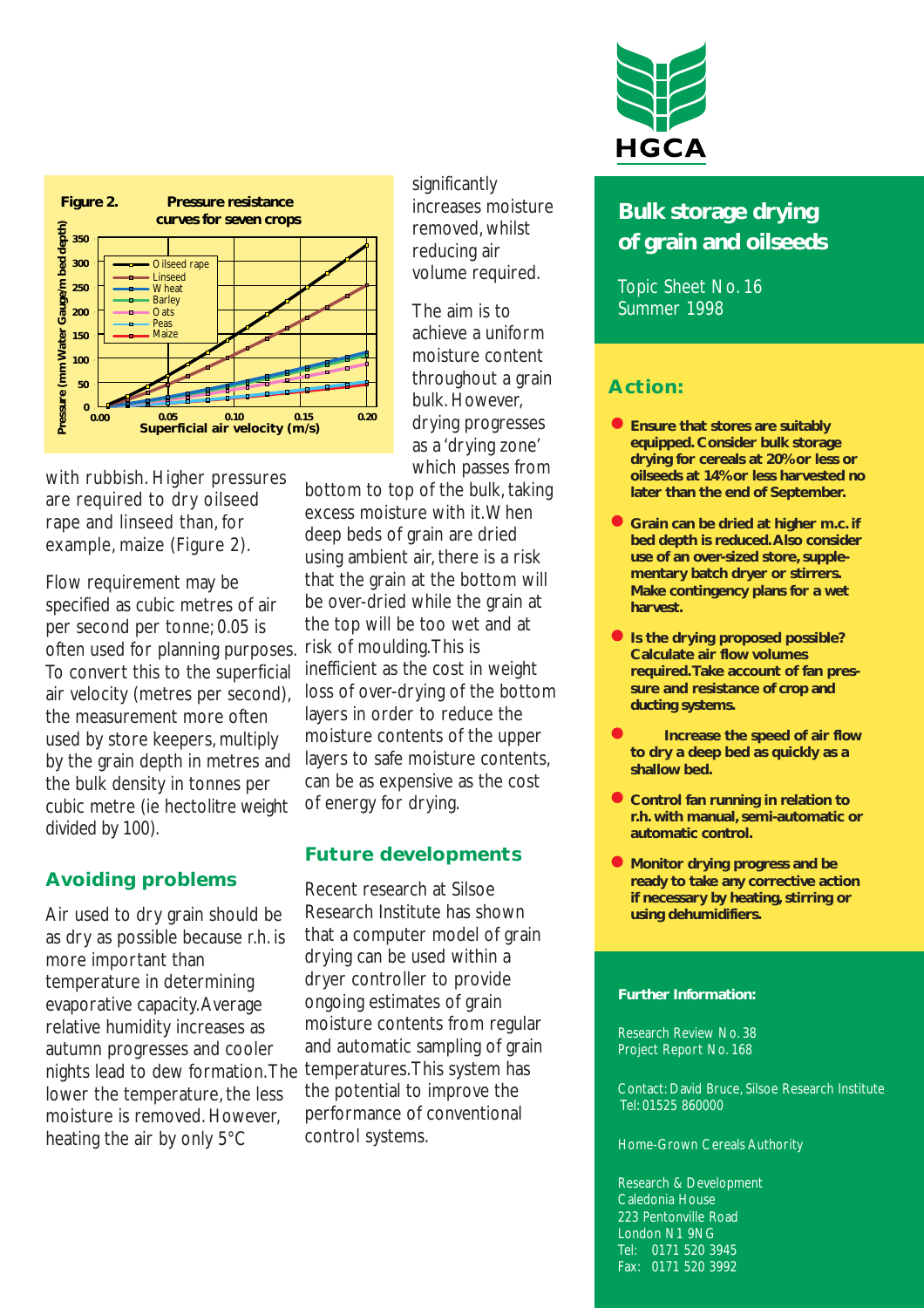**Figure 2. Pressure resistance curves for seven crops**

Pressure (mm Water Gauge/m bed depth)

350
300
250
200
150
100
50
0

0.00 0.05 0.10 0.15 0.20

Superficial air velocity (m/s)

Oilseed rape
Linseed
Wheat
Barley
Oats
Peas
Maize

with rubbish. Higher pressures are required to dry oilseed rape and linseed than, for example, maize (Figure 2).

Flow requirement may be specified as cubic metres of air per second per tonne; 0.05 is often used for planning purposes. To convert this to the superficial air velocity (metres per second), the measurement more often used by store keepers, multiply by the grain depth in metres and the bulk density in tonnes per cubic metre (ie hectolitre weight divided by 100).

## Avoiding problems

Air used to dry grain should be as dry as possible because r.h. is more important than temperature in determining evaporative capacity. Average relative humidity increases as autumn progresses and cooler nights lead to dew formation. The lower the temperature, the less moisture is removed. However, heating the air by only 5°C significantly increases moisture removed, whilst reducing air volume required.

The aim is to achieve a uniform moisture content throughout a grain bulk. However, drying progresses as a 'drying zone' which passes from bottom to top of the bulk, taking excess moisture with it. When deep beds of grain are dried using ambient air, there is a risk that the grain at the bottom will be over-dried while the grain at the top will be too wet and at risk of moulding. This is inefficient as the cost in weight loss of over-drying of the bottom layers in order to reduce the moisture contents of the upper layers to safe moisture contents, can be as expensive as the cost of energy for drying.

## Future developments

Recent research at Silsoe Research Institute has shown that a computer model of grain drying can be used within a dryer controller to provide ongoing estimates of grain moisture contents from regular and automatic sampling of grain temperatures. This system has the potential to improve the performance of conventional control systems.

HGCA

# Bulk storage drying of grain and oilseeds

Topic Sheet No. 16
Summer 1998

## Action:

- **Ensure that stores are suitably equipped. Consider bulk storage drying for cereals at 20% or less or oilseeds at 14% or less harvested no later than the end of September.**
- **Grain can be dried at higher m.c. if bed depth is reduced. Also consider use of an over-sized store, supplementary batch dryer or stirrers. Make contingency plans for a wet harvest.**
- **Is the drying proposed possible? Calculate air flow volumes required. Take account of fan pressure and resistance of crop and ducting systems.**
- **Increase the speed of air flow to dry a deep bed as quickly as a shallow bed.**
- **Control fan running in relation to r.h. with manual, semi-automatic or automatic control.**
- **Monitor drying progress and be ready to take any corrective action if necessary by heating, stirring or using dehumidifiers.**

**Further Information:**

Research Review No. 38
Project Report No. 168

Contact: David Bruce, Silsoe Research Institute
Tel: 01525 860000

Home-Grown Cereals Authority

Research & Development
Caledonia House
223 Pentonville Road
London N1 9NG
Tel: 0171 520 3945
Fax: 0171 520 3992